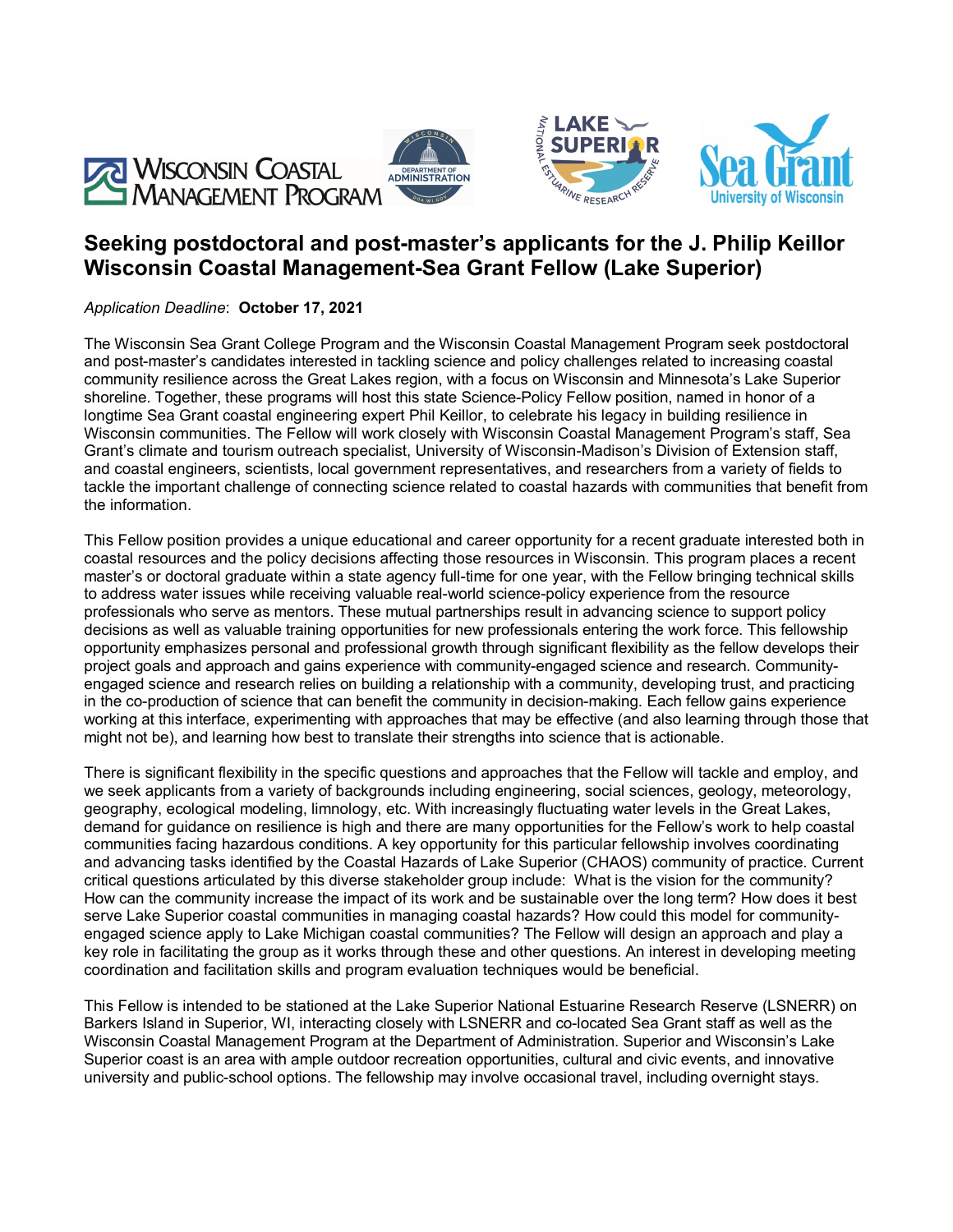# Seeking postdoctoral and post-master's applicants for the J. Philip Keillor Wisconsin Coastal Management-Sea Grant Fellow (Lake Superior)

*Application Deadline*: **October 17, 2021**

The Wisconsin Sea Grant College Program and the Wisconsin Coastal Management Program seek postdoctoral and post-master's candidates interested in tackling science and policy challenges related to increasing coastal community resilience across the Great Lakes region, with a focus on Wisconsin and Minnesota's Lake Superior shoreline. Together, these programs will host this state Science-Policy Fellow position, named in honor of a longtime Sea Grant coastal engineering expert Phil Keillor, to celebrate his legacy in building resilience in Wisconsin communities. The Fellow will work closely with Wisconsin Coastal Management Program's staff, Sea Grant's climate and tourism outreach specialist, University of Wisconsin-Madison's Division of Extension staff, and coastal engineers, scientists, local government representatives, and researchers from a variety of fields to tackle the important challenge of connecting science related to coastal hazards with communities that benefit from the information.

This Fellow position provides a unique educational and career opportunity for a recent graduate interested both in coastal resources and the policy decisions affecting those resources in Wisconsin. This program places a recent master's or doctoral graduate within a state agency full-time for one year, with the Fellow bringing technical skills to address water issues while receiving valuable real-world science-policy experience from the resource professionals who serve as mentors. These mutual partnerships result in advancing science to support policy decisions as well as valuable training opportunities for new professionals entering the work force. This fellowship opportunity emphasizes personal and professional growth through significant flexibility as the fellow develops their project goals and approach and gains experience with community-engaged science and research. Community-engaged science and research relies on building a relationship with a community, developing trust, and practicing in the co-production of science that can benefit the community in decision-making. Each fellow gains experience working at this interface, experimenting with approaches that may be effective (and also learning through those that might not be), and learning how best to translate their strengths into science that is actionable.

There is significant flexibility in the specific questions and approaches that the Fellow will tackle and employ, and we seek applicants from a variety of backgrounds including engineering, social sciences, geology, meteorology, geography, ecological modeling, limnology, etc. With increasingly fluctuating water levels in the Great Lakes, demand for guidance on resilience is high and there are many opportunities for the Fellow's work to help coastal communities facing hazardous conditions. A key opportunity for this particular fellowship involves coordinating and advancing tasks identified by the Coastal Hazards of Lake Superior (CHAOS) community of practice. Current critical questions articulated by this diverse stakeholder group include: What is the vision for the community? How can the community increase the impact of its work and be sustainable over the long term? How does it best serve Lake Superior coastal communities in managing coastal hazards? How could this model for community-engaged science apply to Lake Michigan coastal communities? The Fellow will design an approach and play a key role in facilitating the group as it works through these and other questions. An interest in developing meeting coordination and facilitation skills and program evaluation techniques would be beneficial.

This Fellow is intended to be stationed at the Lake Superior National Estuarine Research Reserve (LSNERR) on Barkers Island in Superior, WI, interacting closely with LSNERR and co-located Sea Grant staff as well as the Wisconsin Coastal Management Program at the Department of Administration. Superior and Wisconsin's Lake Superior coast is an area with ample outdoor recreation opportunities, cultural and civic events, and innovative university and public-school options. The fellowship may involve occasional travel, including overnight stays.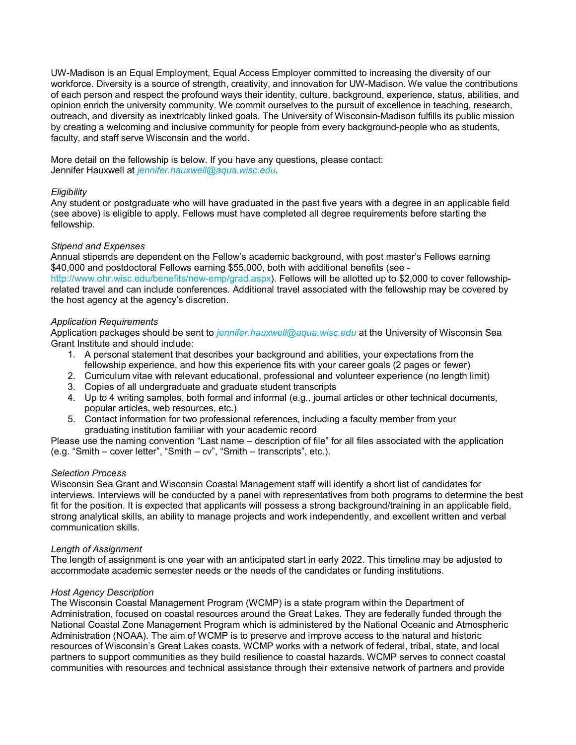UW-Madison is an Equal Employment, Equal Access Employer committed to increasing the diversity of our workforce. Diversity is a source of strength, creativity, and innovation for UW-Madison. We value the contributions of each person and respect the profound ways their identity, culture, background, experience, status, abilities, and opinion enrich the university community. We commit ourselves to the pursuit of excellence in teaching, research, outreach, and diversity as inextricably linked goals. The University of Wisconsin-Madison fulfills its public mission by creating a welcoming and inclusive community for people from every background-people who as students, faculty, and staff serve Wisconsin and the world.

More detail on the fellowship is below. If you have any questions, please contact:
Jennifer Hauxwell at *jennifer.hauxwell@aqua.wisc.edu*.

*Eligibility*
Any student or postgraduate who will have graduated in the past five years with a degree in an applicable field (see above) is eligible to apply. Fellows must have completed all degree requirements before starting the fellowship.

*Stipend and Expenses*
Annual stipends are dependent on the Fellow's academic background, with post master's Fellows earning $40,000 and postdoctoral Fellows earning $55,000, both with additional benefits (see - http://www.ohr.wisc.edu/benefits/new-emp/grad.aspx). Fellows will be allotted up to $2,000 to cover fellowship-related travel and can include conferences. Additional travel associated with the fellowship may be covered by the host agency at the agency's discretion.

*Application Requirements*
Application packages should be sent to *jennifer.hauxwell@aqua.wisc.edu* at the University of Wisconsin Sea Grant Institute and should include:

1. A personal statement that describes your background and abilities, your expectations from the fellowship experience, and how this experience fits with your career goals (2 pages or fewer)
2. Curriculum vitae with relevant educational, professional and volunteer experience (no length limit)
3. Copies of all undergraduate and graduate student transcripts
4. Up to 4 writing samples, both formal and informal (e.g., journal articles or other technical documents, popular articles, web resources, etc.)
5. Contact information for two professional references, including a faculty member from your graduating institution familiar with your academic record

Please use the naming convention "Last name – description of file" for all files associated with the application (e.g. "Smith – cover letter", "Smith – cv", "Smith – transcripts", etc.).

*Selection Process*
Wisconsin Sea Grant and Wisconsin Coastal Management staff will identify a short list of candidates for interviews. Interviews will be conducted by a panel with representatives from both programs to determine the best fit for the position. It is expected that applicants will possess a strong background/training in an applicable field, strong analytical skills, an ability to manage projects and work independently, and excellent written and verbal communication skills.

*Length of Assignment*
The length of assignment is one year with an anticipated start in early 2022. This timeline may be adjusted to accommodate academic semester needs or the needs of the candidates or funding institutions.

*Host Agency Description*
The Wisconsin Coastal Management Program (WCMP) is a state program within the Department of Administration, focused on coastal resources around the Great Lakes. They are federally funded through the National Coastal Zone Management Program which is administered by the National Oceanic and Atmospheric Administration (NOAA). The aim of WCMP is to preserve and improve access to the natural and historic resources of Wisconsin's Great Lakes coasts. WCMP works with a network of federal, tribal, state, and local partners to support communities as they build resilience to coastal hazards. WCMP serves to connect coastal communities with resources and technical assistance through their extensive network of partners and provide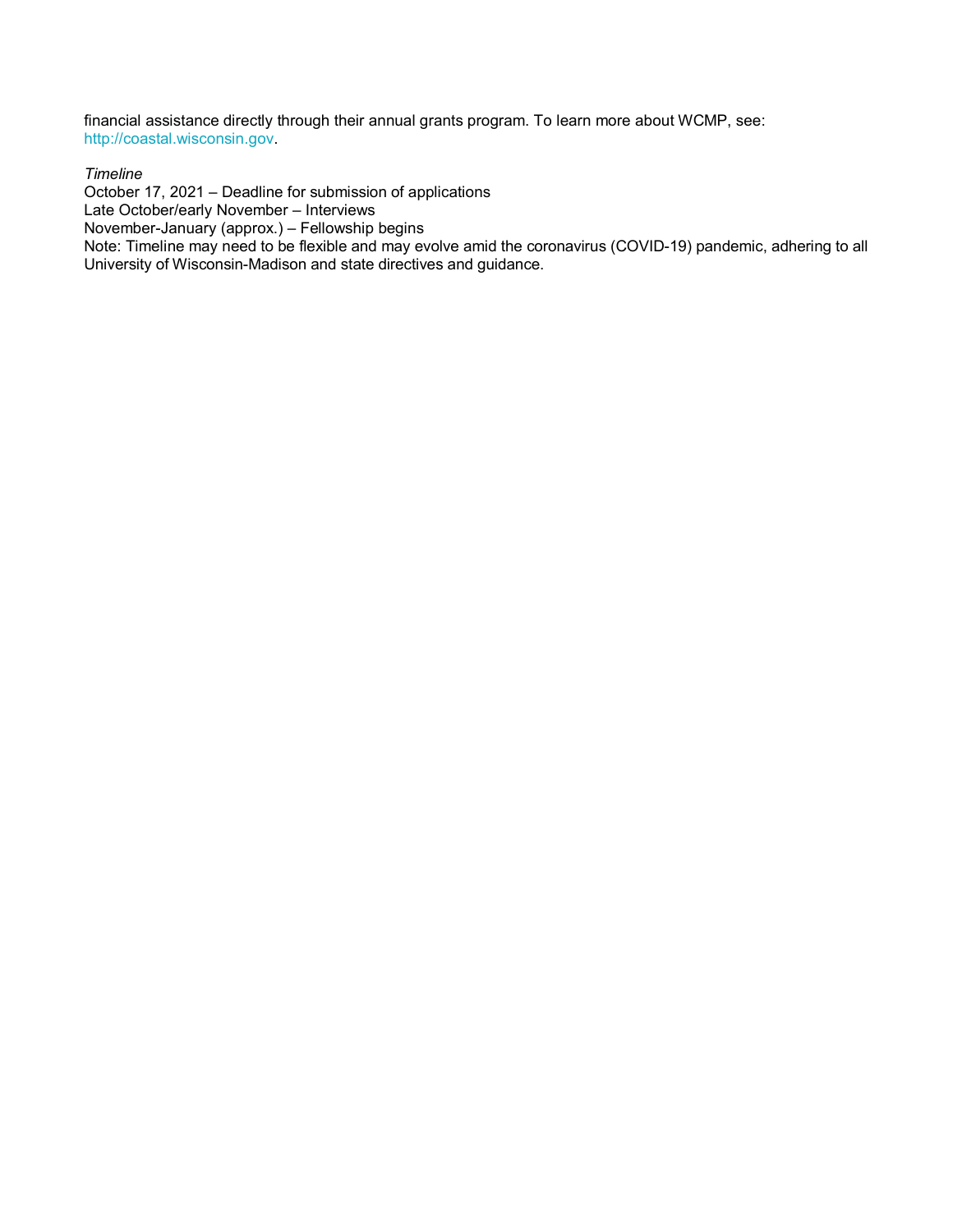financial assistance directly through their annual grants program. To learn more about WCMP, see: http://coastal.wisconsin.gov.

*Timeline*

October 17, 2021 – Deadline for submission of applications
Late October/early November – Interviews
November-January (approx.) – Fellowship begins
Note: Timeline may need to be flexible and may evolve amid the coronavirus (COVID-19) pandemic, adhering to all University of Wisconsin-Madison and state directives and guidance.